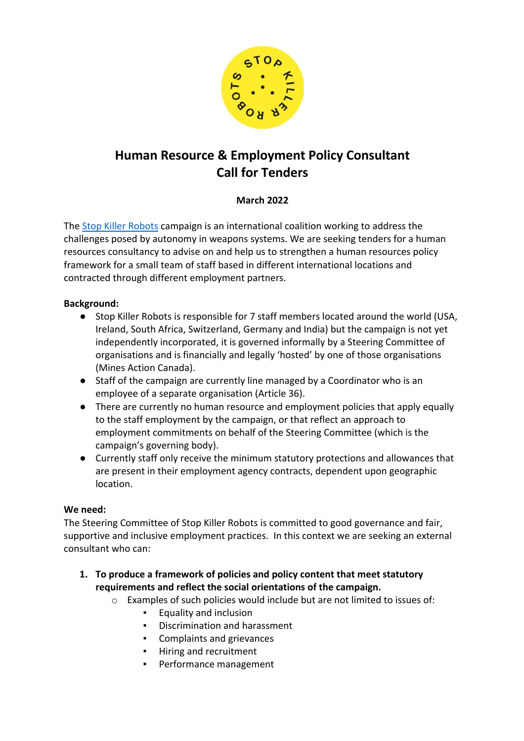# Human Resource & Employment Policy Consultant
# Call for Tenders

**March 2022**

The [Stop Killer Robots](#) campaign is an international coalition working to address the challenges posed by autonomy in weapons systems. We are seeking tenders for a human resources consultancy to advise on and help us to strengthen a human resources policy framework for a small team of staff based in different international locations and contracted through different employment partners.

**Background:**

- Stop Killer Robots is responsible for 7 staff members located around the world (USA, Ireland, South Africa, Switzerland, Germany and India) but the campaign is not yet independently incorporated, it is governed informally by a Steering Committee of organisations and is financially and legally 'hosted' by one of those organisations (Mines Action Canada).
- Staff of the campaign are currently line managed by a Coordinator who is an employee of a separate organisation (Article 36).
- There are currently no human resource and employment policies that apply equally to the staff employment by the campaign, or that reflect an approach to employment commitments on behalf of the Steering Committee (which is the campaign's governing body).
- Currently staff only receive the minimum statutory protections and allowances that are present in their employment agency contracts, dependent upon geographic location.

**We need:**

The Steering Committee of Stop Killer Robots is committed to good governance and fair, supportive and inclusive employment practices. In this context we are seeking an external consultant who can:

1. **To produce a framework of policies and policy content that meet statutory requirements and reflect the social orientations of the campaign.**
   - Examples of such policies would include but are not limited to issues of:
     - Equality and inclusion
     - Discrimination and harassment
     - Complaints and grievances
     - Hiring and recruitment
     - Performance management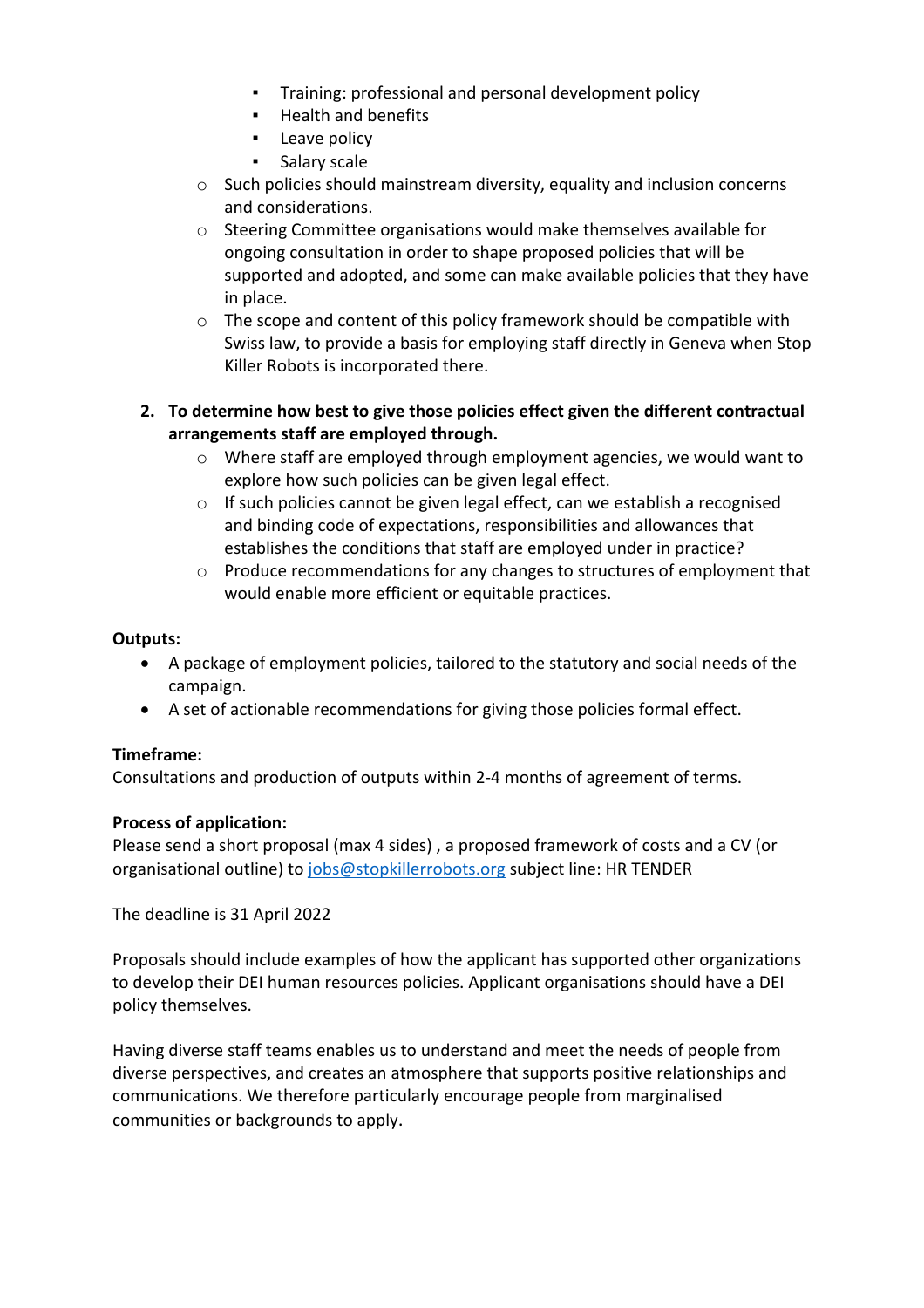- Training: professional and personal development policy
        - Health and benefits
        - Leave policy
        - Salary scale
    - Such policies should mainstream diversity, equality and inclusion concerns and considerations.
    - Steering Committee organisations would make themselves available for ongoing consultation in order to shape proposed policies that will be supported and adopted, and some can make available policies that they have in place.
    - The scope and content of this policy framework should be compatible with Swiss law, to provide a basis for employing staff directly in Geneva when Stop Killer Robots is incorporated there.

2. **To determine how best to give those policies effect given the different contractual arrangements staff are employed through.**
    - Where staff are employed through employment agencies, we would want to explore how such policies can be given legal effect.
    - If such policies cannot be given legal effect, can we establish a recognised and binding code of expectations, responsibilities and allowances that establishes the conditions that staff are employed under in practice?
    - Produce recommendations for any changes to structures of employment that would enable more efficient or equitable practices.

**Outputs:**

- A package of employment policies, tailored to the statutory and social needs of the campaign.
- A set of actionable recommendations for giving those policies formal effect.

**Timeframe:**

Consultations and production of outputs within 2-4 months of agreement of terms.

**Process of application:**

Please send a short proposal (max 4 sides) , a proposed framework of costs and a CV (or organisational outline) to [jobs@stopkillerrobots.org](mailto:jobs@stopkillerrobots.org) subject line: HR TENDER

The deadline is 31 April 2022

Proposals should include examples of how the applicant has supported other organizations to develop their DEI human resources policies. Applicant organisations should have a DEI policy themselves.

Having diverse staff teams enables us to understand and meet the needs of people from diverse perspectives, and creates an atmosphere that supports positive relationships and communications. We therefore particularly encourage people from marginalised communities or backgrounds to apply.